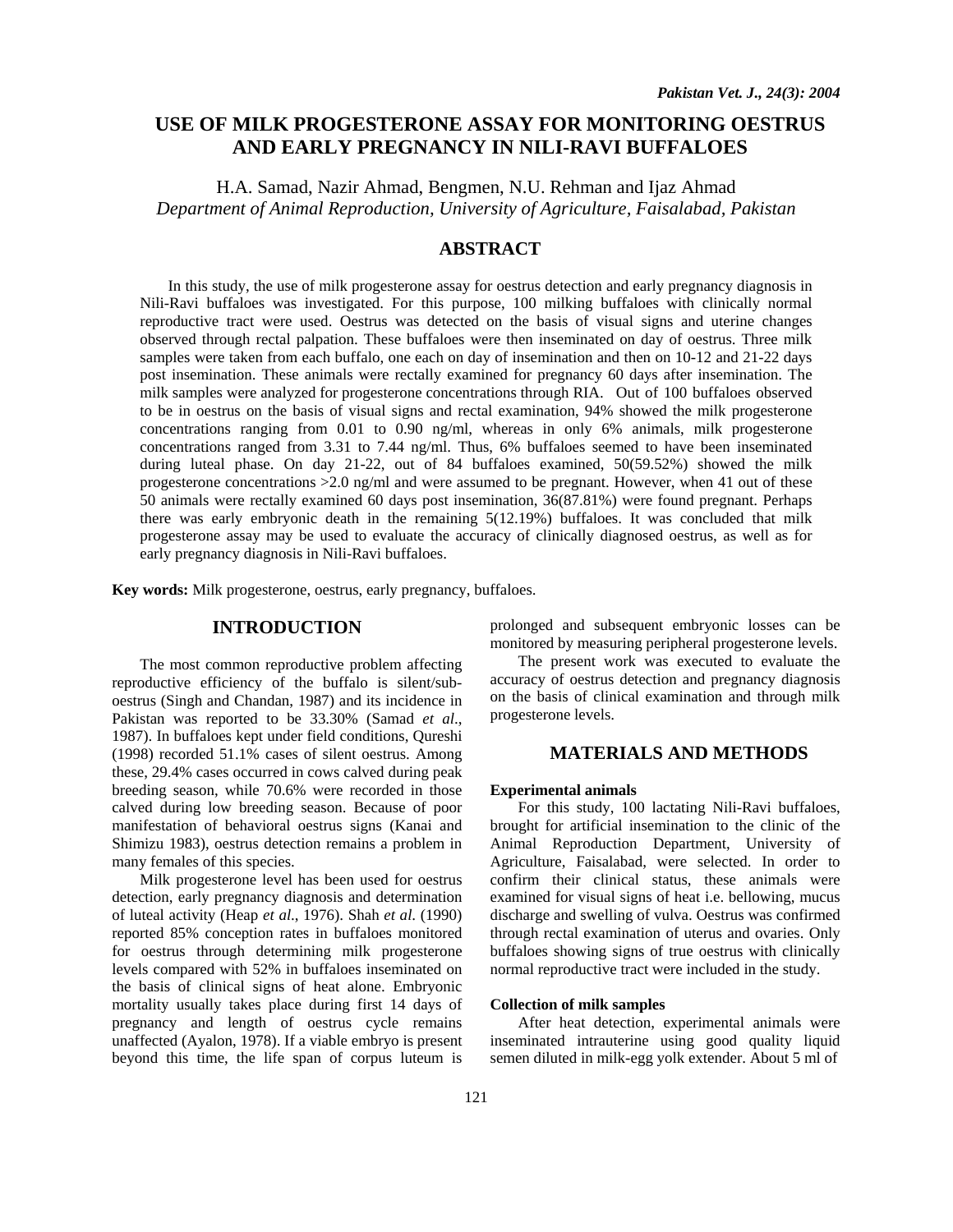# USE OF MILK PROGESTERONE ASSAY FOR MONITORING OESTRUS AND EARLY PREGNANCY IN NILI-RAVI BUFFALOES

H.A. Samad, Nazir Ahmad, Bengmen, N.U. Rehman and Ijaz Ahmad

*Department of Animal Reproduction, University of Agriculture, Faisalabad, Pakistan*

## ABSTRACT

In this study, the use of milk progesterone assay for oestrus detection and early pregnancy diagnosis in Nili-Ravi buffaloes was investigated. For this purpose, 100 milking buffaloes with clinically normal reproductive tract were used. Oestrus was detected on the basis of visual signs and uterine changes observed through rectal palpation. These buffaloes were then inseminated on day of oestrus. Three milk samples were taken from each buffalo, one each on day of insemination and then on 10-12 and 21-22 days post insemination. These animals were rectally examined for pregnancy 60 days after insemination. The milk samples were analyzed for progesterone concentrations through RIA. Out of 100 buffaloes observed to be in oestrus on the basis of visual signs and rectal examination, 94% showed the milk progesterone concentrations ranging from 0.01 to 0.90 ng/ml, whereas in only 6% animals, milk progesterone concentrations ranged from 3.31 to 7.44 ng/ml. Thus, 6% buffaloes seemed to have been inseminated during luteal phase. On day 21-22, out of 84 buffaloes examined, 50(59.52%) showed the milk progesterone concentrations >2.0 ng/ml and were assumed to be pregnant. However, when 41 out of these 50 animals were rectally examined 60 days post insemination, 36(87.81%) were found pregnant. Perhaps there was early embryonic death in the remaining 5(12.19%) buffaloes. It was concluded that milk progesterone assay may be used to evaluate the accuracy of clinically diagnosed oestrus, as well as for early pregnancy diagnosis in Nili-Ravi buffaloes.

**Key words:** Milk progesterone, oestrus, early pregnancy, buffaloes.

## INTRODUCTION

The most common reproductive problem affecting reproductive efficiency of the buffalo is silent/sub-oestrus (Singh and Chandan, 1987) and its incidence in Pakistan was reported to be 33.30% (Samad *et al*., 1987). In buffaloes kept under field conditions, Qureshi (1998) recorded 51.1% cases of silent oestrus. Among these, 29.4% cases occurred in cows calved during peak breeding season, while 70.6% were recorded in those calved during low breeding season. Because of poor manifestation of behavioral oestrus signs (Kanai and Shimizu 1983), oestrus detection remains a problem in many females of this species.

Milk progesterone level has been used for oestrus detection, early pregnancy diagnosis and determination of luteal activity (Heap *et al*., 1976). Shah *et al.* (1990) reported 85% conception rates in buffaloes monitored for oestrus through determining milk progesterone levels compared with 52% in buffaloes inseminated on the basis of clinical signs of heat alone. Embryonic mortality usually takes place during first 14 days of pregnancy and length of oestrus cycle remains unaffected (Ayalon, 1978). If a viable embryo is present beyond this time, the life span of corpus luteum is prolonged and subsequent embryonic losses can be monitored by measuring peripheral progesterone levels.

The present work was executed to evaluate the accuracy of oestrus detection and pregnancy diagnosis on the basis of clinical examination and through milk progesterone levels.

## MATERIALS AND METHODS

### Experimental animals

For this study, 100 lactating Nili-Ravi buffaloes, brought for artificial insemination to the clinic of the Animal Reproduction Department, University of Agriculture, Faisalabad, were selected. In order to confirm their clinical status, these animals were examined for visual signs of heat i.e. bellowing, mucus discharge and swelling of vulva. Oestrus was confirmed through rectal examination of uterus and ovaries. Only buffaloes showing signs of true oestrus with clinically normal reproductive tract were included in the study.

### Collection of milk samples

After heat detection, experimental animals were inseminated intrauterine using good quality liquid semen diluted in milk-egg yolk extender. About 5 ml of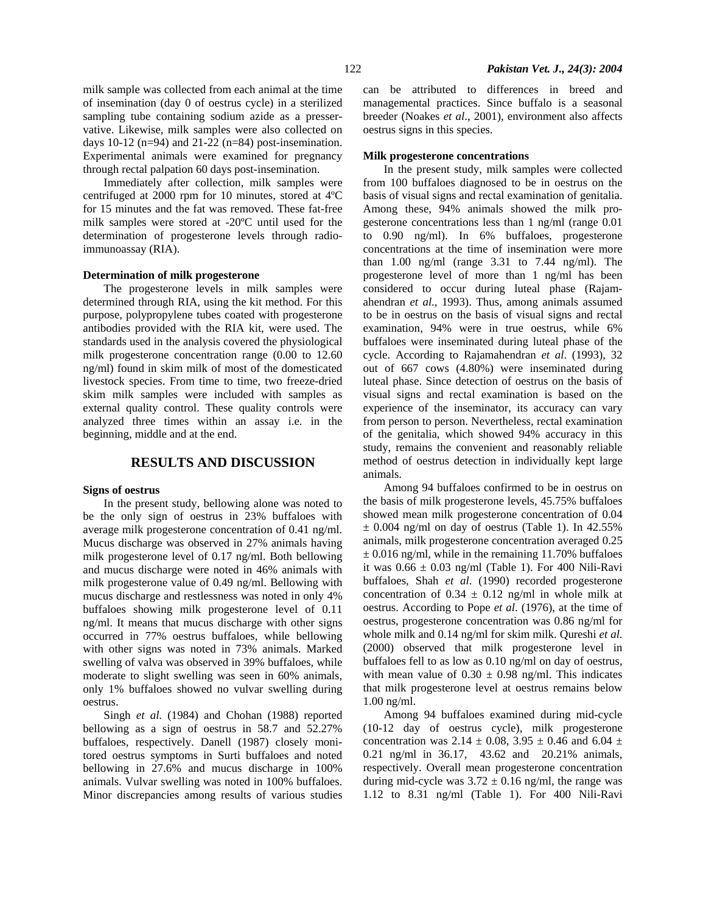milk sample was collected from each animal at the time of insemination (day 0 of oestrus cycle) in a sterilized sampling tube containing sodium azide as a presservative. Likewise, milk samples were also collected on days 10-12 (n=94) and 21-22 (n=84) post-insemination. Experimental animals were examined for pregnancy through rectal palpation 60 days post-insemination.

Immediately after collection, milk samples were centrifuged at 2000 rpm for 10 minutes, stored at 4ºC for 15 minutes and the fat was removed. These fat-free milk samples were stored at -20ºC until used for the determination of progesterone levels through radioimmunoassay (RIA).

**Determination of milk progesterone**

The progesterone levels in milk samples were determined through RIA, using the kit method. For this purpose, polypropylene tubes coated with progesterone antibodies provided with the RIA kit, were used. The standards used in the analysis covered the physiological milk progesterone concentration range (0.00 to 12.60 ng/ml) found in skim milk of most of the domesticated livestock species. From time to time, two freeze-dried skim milk samples were included with samples as external quality control. These quality controls were analyzed three times within an assay i.e. in the beginning, middle and at the end.

## RESULTS AND DISCUSSION

**Signs of oestrus**

In the present study, bellowing alone was noted to be the only sign of oestrus in 23% buffaloes with average milk progesterone concentration of 0.41 ng/ml. Mucus discharge was observed in 27% animals having milk progesterone level of 0.17 ng/ml. Both bellowing and mucus discharge were noted in 46% animals with milk progesterone value of 0.49 ng/ml. Bellowing with mucus discharge and restlessness was noted in only 4% buffaloes showing milk progesterone level of 0.11 ng/ml. It means that mucus discharge with other signs occurred in 77% oestrus buffaloes, while bellowing with other signs was noted in 73% animals. Marked swelling of valva was observed in 39% buffaloes, while moderate to slight swelling was seen in 60% animals, only 1% buffaloes showed no vulvar swelling during oestrus.

Singh *et al.* (1984) and Chohan (1988) reported bellowing as a sign of oestrus in 58.7 and 52.27% buffaloes, respectively. Danell (1987) closely monitored oestrus symptoms in Surti buffaloes and noted bellowing in 27.6% and mucus discharge in 100% animals. Vulvar swelling was noted in 100% buffaloes. Minor discrepancies among results of various studies can be attributed to differences in breed and managemental practices. Since buffalo is a seasonal breeder (Noakes *et al*., 2001), environment also affects oestrus signs in this species.

**Milk progesterone concentrations**

In the present study, milk samples were collected from 100 buffaloes diagnosed to be in oestrus on the basis of visual signs and rectal examination of genitalia. Among these, 94% animals showed the milk progesterone concentrations less than 1 ng/ml (range 0.01 to 0.90 ng/ml). In 6% buffaloes, progesterone concentrations at the time of insemination were more than 1.00 ng/ml (range 3.31 to 7.44 ng/ml). The progesterone level of more than 1 ng/ml has been considered to occur during luteal phase (Rajamahendran *et al*., 1993). Thus, among animals assumed to be in oestrus on the basis of visual signs and rectal examination, 94% were in true oestrus, while 6% buffaloes were inseminated during luteal phase of the cycle. According to Rajamahendran *et al*. (1993), 32 out of 667 cows (4.80%) were inseminated during luteal phase. Since detection of oestrus on the basis of visual signs and rectal examination is based on the experience of the inseminator, its accuracy can vary from person to person. Nevertheless, rectal examination of the genitalia, which showed 94% accuracy in this study, remains the convenient and reasonably reliable method of oestrus detection in individually kept large animals.

Among 94 buffaloes confirmed to be in oestrus on the basis of milk progesterone levels, 45.75% buffaloes showed mean milk progesterone concentration of 0.04 $\pm$ 0.004 ng/ml on day of oestrus (Table 1). In 42.55% animals, milk progesterone concentration averaged 0.25 $\pm$ 0.016 ng/ml, while in the remaining 11.70% buffaloes it was 0.66 $\pm$ 0.03 ng/ml (Table 1). For 400 Nili-Ravi buffaloes, Shah *et al*. (1990) recorded progesterone concentration of 0.34 $\pm$ 0.12 ng/ml in whole milk at oestrus. According to Pope *et al*. (1976), at the time of oestrus, progesterone concentration was 0.86 ng/ml for whole milk and 0.14 ng/ml for skim milk. Qureshi *et al.* (2000) observed that milk progesterone level in buffaloes fell to as low as 0.10 ng/ml on day of oestrus, with mean value of 0.30 $\pm$ 0.98 ng/ml. This indicates that milk progesterone level at oestrus remains below 1.00 ng/ml.

Among 94 buffaloes examined during mid-cycle (10-12 day of oestrus cycle), milk progesterone concentration was 2.14 $\pm$ 0.08, 3.95 $\pm$ 0.46 and 6.04 $\pm$ 0.21 ng/ml in 36.17, 43.62 and 20.21% animals, respectively. Overall mean progesterone concentration during mid-cycle was 3.72 $\pm$ 0.16 ng/ml, the range was 1.12 to 8.31 ng/ml (Table 1). For 400 Nili-Ravi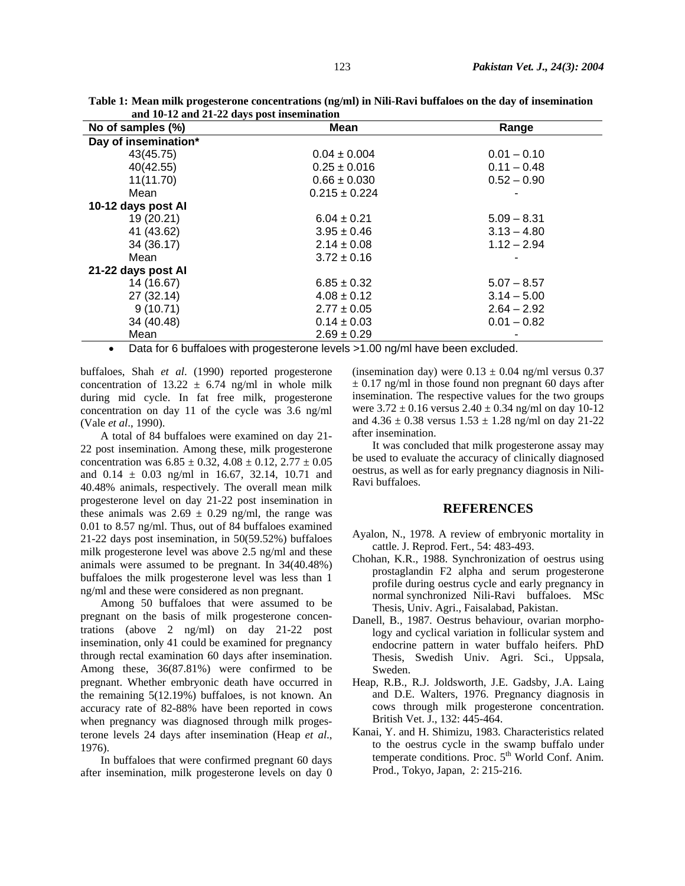**Table 1: Mean milk progesterone concentrations (ng/ml) in Nili-Ravi buffaloes on the day of insemination and 10-12 and 21-22 days post insemination**

| No of samples (%) | Mean | Range |
|---|---|---|
| **Day of insemination*** | | |
| 43(45.75) | 0.04 ± 0.004 | 0.01 – 0.10 |
| 40(42.55) | 0.25 ± 0.016 | 0.11 – 0.48 |
| 11(11.70) | 0.66 ± 0.030 | 0.52 – 0.90 |
| Mean | 0.215 ± 0.224 | - |
| **10-12 days post AI** | | |
| 19 (20.21) | 6.04 ± 0.21 | 5.09 – 8.31 |
| 41 (43.62) | 3.95 ± 0.46 | 3.13 – 4.80 |
| 34 (36.17) | 2.14 ± 0.08 | 1.12 – 2.94 |
| Mean | 3.72 ± 0.16 | - |
| **21-22 days post AI** | | |
| 14 (16.67) | 6.85 ± 0.32 | 5.07 – 8.57 |
| 27 (32.14) | 4.08 ± 0.12 | 3.14 – 5.00 |
| 9 (10.71) | 2.77 ± 0.05 | 2.64 – 2.92 |
| 34 (40.48) | 0.14 ± 0.03 | 0.01 – 0.82 |
| Mean | 2.69 ± 0.29 | - |

- Data for 6 buffaloes with progesterone levels >1.00 ng/ml have been excluded.

buffaloes, Shah *et al*. (1990) reported progesterone concentration of 13.22 ± 6.74 ng/ml in whole milk during mid cycle. In fat free milk, progesterone concentration on day 11 of the cycle was 3.6 ng/ml (Vale *et al*., 1990).

A total of 84 buffaloes were examined on day 21-22 post insemination. Among these, milk progesterone concentration was 6.85 ± 0.32, 4.08 ± 0.12, 2.77 ± 0.05 and 0.14 ± 0.03 ng/ml in 16.67, 32.14, 10.71 and 40.48% animals, respectively. The overall mean milk progesterone level on day 21-22 post insemination in these animals was 2.69 ± 0.29 ng/ml, the range was 0.01 to 8.57 ng/ml. Thus, out of 84 buffaloes examined 21-22 days post insemination, in 50(59.52%) buffaloes milk progesterone level was above 2.5 ng/ml and these animals were assumed to be pregnant. In 34(40.48%) buffaloes the milk progesterone level was less than 1 ng/ml and these were considered as non pregnant.

Among 50 buffaloes that were assumed to be pregnant on the basis of milk progesterone concentrations (above 2 ng/ml) on day 21-22 post insemination, only 41 could be examined for pregnancy through rectal examination 60 days after insemination. Among these, 36(87.81%) were confirmed to be pregnant. Whether embryonic death have occurred in the remaining 5(12.19%) buffaloes, is not known. An accuracy rate of 82-88% have been reported in cows when pregnancy was diagnosed through milk progesterone levels 24 days after insemination (Heap *et al*., 1976).

In buffaloes that were confirmed pregnant 60 days after insemination, milk progesterone levels on day 0 (insemination day) were 0.13 ± 0.04 ng/ml versus 0.37 ± 0.17 ng/ml in those found non pregnant 60 days after insemination. The respective values for the two groups were 3.72 ± 0.16 versus 2.40 ± 0.34 ng/ml on day 10-12 and 4.36 ± 0.38 versus 1.53 ± 1.28 ng/ml on day 21-22 after insemination.

It was concluded that milk progesterone assay may be used to evaluate the accuracy of clinically diagnosed oestrus, as well as for early pregnancy diagnosis in Nili-Ravi buffaloes.

## REFERENCES

Ayalon, N., 1978. A review of embryonic mortality in cattle. J. Reprod. Fert., 54: 483-493.

Chohan, K.R., 1988. Synchronization of oestrus using prostaglandin F2 alpha and serum progesterone profile during oestrus cycle and early pregnancy in normal synchronized Nili-Ravi buffaloes. MSc Thesis, Univ. Agri., Faisalabad, Pakistan.

Danell, B., 1987. Oestrus behaviour, ovarian morphology and cyclical variation in follicular system and endocrine pattern in water buffalo heifers. PhD Thesis, Swedish Univ. Agri. Sci., Uppsala, Sweden.

Heap, R.B., R.J. Joldsworth, J.E. Gadsby, J.A. Laing and D.E. Walters, 1976. Pregnancy diagnosis in cows through milk progesterone concentration. British Vet. J., 132: 445-464.

Kanai, Y. and H. Shimizu, 1983. Characteristics related to the oestrus cycle in the swamp buffalo under temperate conditions. Proc. 5th World Conf. Anim. Prod., Tokyo, Japan, 2: 215-216.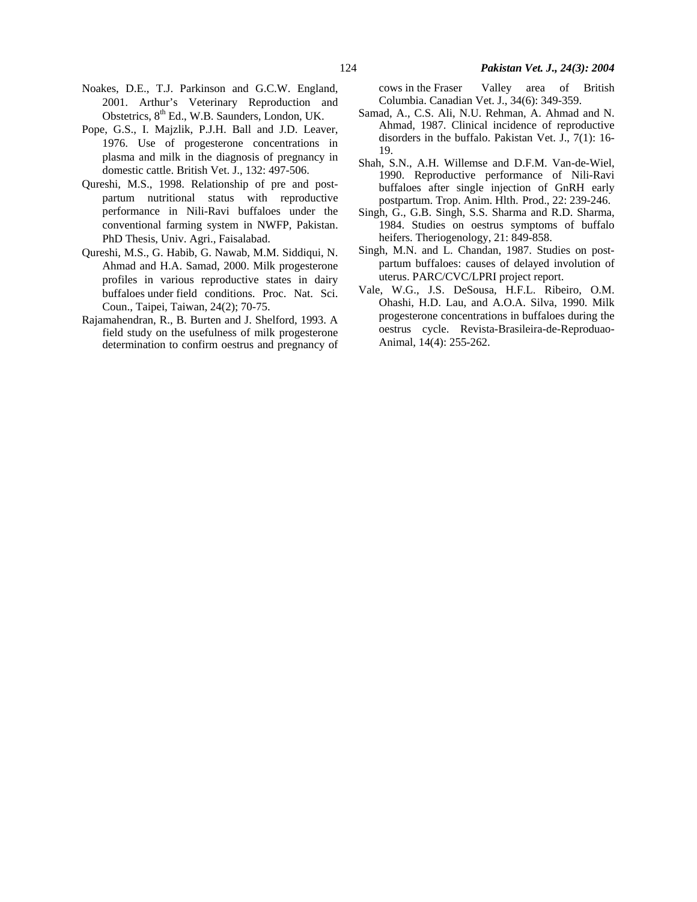Noakes, D.E., T.J. Parkinson and G.C.W. England, 2001. Arthur's Veterinary Reproduction and Obstetrics, 8th Ed., W.B. Saunders, London, UK.

Pope, G.S., I. Majzlik, P.J.H. Ball and J.D. Leaver, 1976. Use of progesterone concentrations in plasma and milk in the diagnosis of pregnancy in domestic cattle. British Vet. J., 132: 497-506.

Qureshi, M.S., 1998. Relationship of pre and post-partum nutritional status with reproductive performance in Nili-Ravi buffaloes under the conventional farming system in NWFP, Pakistan. PhD Thesis, Univ. Agri., Faisalabad.

Qureshi, M.S., G. Habib, G. Nawab, M.M. Siddiqui, N. Ahmad and H.A. Samad, 2000. Milk progesterone profiles in various reproductive states in dairy buffaloes under field conditions. Proc. Nat. Sci. Coun., Taipei, Taiwan, 24(2); 70-75.

Rajamahendran, R., B. Burten and J. Shelford, 1993. A field study on the usefulness of milk progesterone determination to confirm oestrus and pregnancy of cows in the Fraser Valley area of British Columbia. Canadian Vet. J., 34(6): 349-359.

Samad, A., C.S. Ali, N.U. Rehman, A. Ahmad and N. Ahmad, 1987. Clinical incidence of reproductive disorders in the buffalo. Pakistan Vet. J., 7(1): 16-19.

Shah, S.N., A.H. Willemse and D.F.M. Van-de-Wiel, 1990. Reproductive performance of Nili-Ravi buffaloes after single injection of GnRH early postpartum. Trop. Anim. Hlth. Prod., 22: 239-246.

Singh, G., G.B. Singh, S.S. Sharma and R.D. Sharma, 1984. Studies on oestrus symptoms of buffalo heifers. Theriogenology, 21: 849-858.

Singh, M.N. and L. Chandan, 1987. Studies on post-partum buffaloes: causes of delayed involution of uterus. PARC/CVC/LPRI project report.

Vale, W.G., J.S. DeSousa, H.F.L. Ribeiro, O.M. Ohashi, H.D. Lau, and A.O.A. Silva, 1990. Milk progesterone concentrations in buffaloes during the oestrus cycle. Revista-Brasileira-de-Reproduao-Animal, 14(4): 255-262.